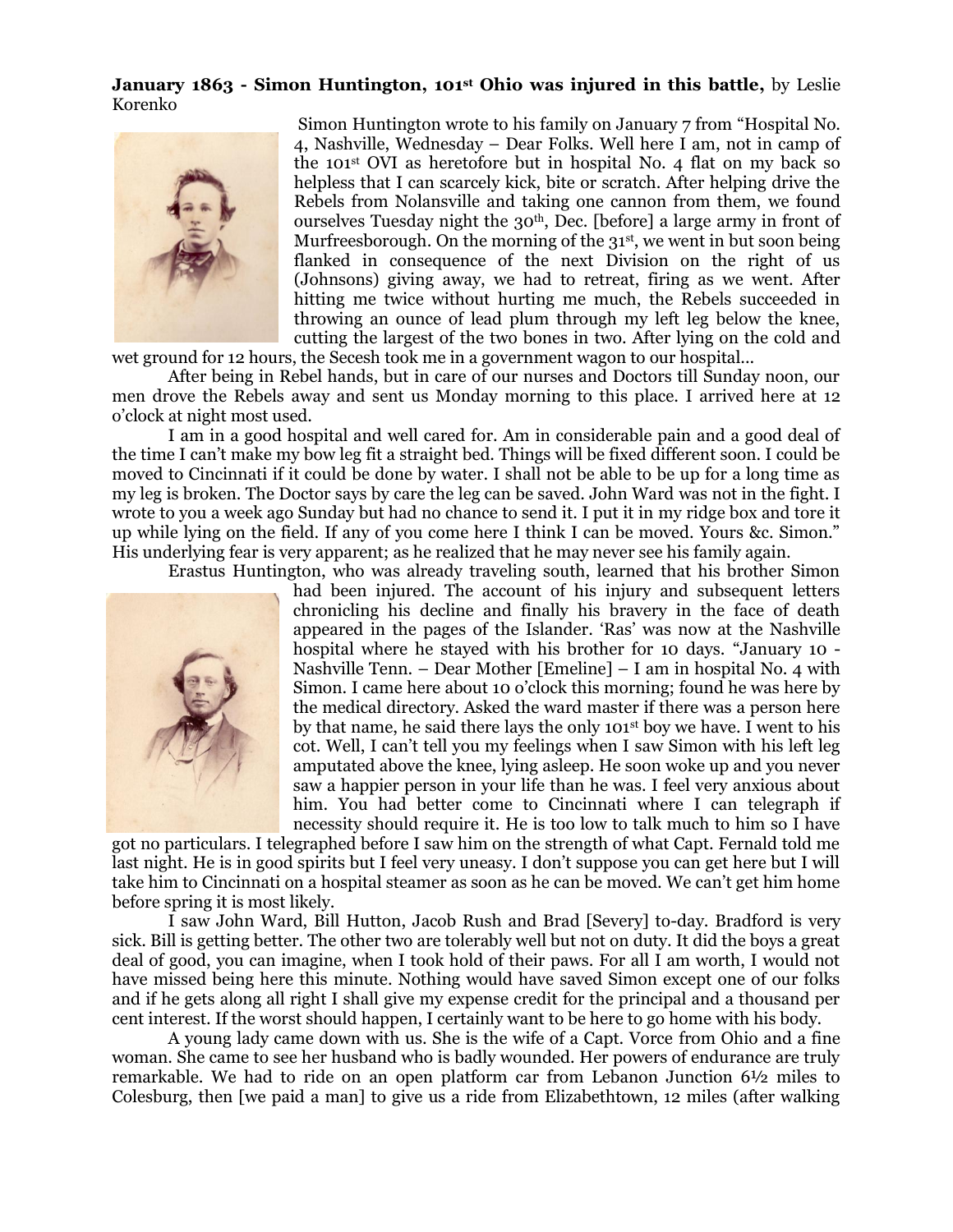**January 1863 - Simon Huntington, 101st Ohio was injured in this battle,** by Leslie Korenko

Simon Huntington wrote to his family on January 7 from "Hospital No. 4, Nashville, Wednesday – Dear Folks. Well here I am, not in camp of the 101st OVI as heretofore but in hospital No. 4 flat on my back so helpless that I can scarcely kick, bite or scratch. After helping drive the Rebels from Nolansville and taking one cannon from them, we found ourselves Tuesday night the 30th, Dec. [before] a large army in front of Murfreesborough. On the morning of the 31st, we went in but soon being flanked in consequence of the next Division on the right of us (Johnsons) giving away, we had to retreat, firing as we went. After hitting me twice without hurting me much, the Rebels succeeded in throwing an ounce of lead plum through my left leg below the knee, cutting the largest of the two bones in two. After lying on the cold and wet ground for 12 hours, the Secesh took me in a government wagon to our hospital...

After being in Rebel hands, but in care of our nurses and Doctors till Sunday noon, our men drove the Rebels away and sent us Monday morning to this place. I arrived here at 12 o'clock at night most used.

I am in a good hospital and well cared for. Am in considerable pain and a good deal of the time I can't make my bow leg fit a straight bed. Things will be fixed different soon. I could be moved to Cincinnati if it could be done by water. I shall not be able to be up for a long time as my leg is broken. The Doctor says by care the leg can be saved. John Ward was not in the fight. I wrote to you a week ago Sunday but had no chance to send it. I put it in my ridge box and tore it up while lying on the field. If any of you come here I think I can be moved. Yours &c. Simon." His underlying fear is very apparent; as he realized that he may never see his family again.

Erastus Huntington, who was already traveling south, learned that his brother Simon had been injured. The account of his injury and subsequent letters chronicling his decline and finally his bravery in the face of death appeared in the pages of the Islander. 'Ras' was now at the Nashville hospital where he stayed with his brother for 10 days. "January 10 - Nashville Tenn. – Dear Mother [Emeline] – I am in hospital No. 4 with Simon. I came here about 10 o'clock this morning; found he was here by the medical directory. Asked the ward master if there was a person here by that name, he said there lays the only 101st boy we have. I went to his cot. Well, I can't tell you my feelings when I saw Simon with his left leg amputated above the knee, lying asleep. He soon woke up and you never saw a happier person in your life than he was. I feel very anxious about him. You had better come to Cincinnati where I can telegraph if necessity should require it. He is too low to talk much to him so I have got no particulars. I telegraphed before I saw him on the strength of what Capt. Fernald told me last night. He is in good spirits but I feel very uneasy. I don't suppose you can get here but I will take him to Cincinnati on a hospital steamer as soon as he can be moved. We can't get him home before spring it is most likely.

I saw John Ward, Bill Hutton, Jacob Rush and Brad [Severy] to-day. Bradford is very sick. Bill is getting better. The other two are tolerably well but not on duty. It did the boys a great deal of good, you can imagine, when I took hold of their paws. For all I am worth, I would not have missed being here this minute. Nothing would have saved Simon except one of our folks and if he gets along all right I shall give my expense credit for the principal and a thousand per cent interest. If the worst should happen, I certainly want to be here to go home with his body.

A young lady came down with us. She is the wife of a Capt. Vorce from Ohio and a fine woman. She came to see her husband who is badly wounded. Her powers of endurance are truly remarkable. We had to ride on an open platform car from Lebanon Junction 6½ miles to Colesburg, then [we paid a man] to give us a ride from Elizabethtown, 12 miles (after walking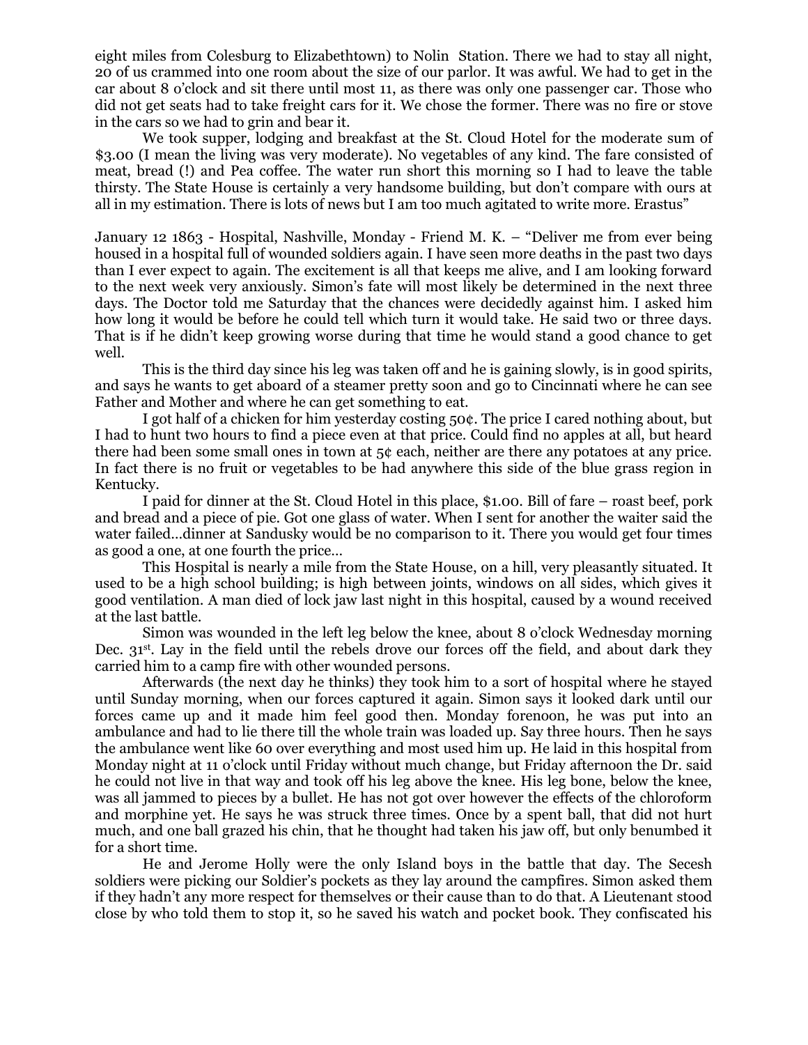eight miles from Colesburg to Elizabethtown) to Nolin Station. There we had to stay all night, 20 of us crammed into one room about the size of our parlor. It was awful. We had to get in the car about 8 o'clock and sit there until most 11, as there was only one passenger car. Those who did not get seats had to take freight cars for it. We chose the former. There was no fire or stove in the cars so we had to grin and bear it.

We took supper, lodging and breakfast at the St. Cloud Hotel for the moderate sum of $3.00 (I mean the living was very moderate). No vegetables of any kind. The fare consisted of meat, bread (!) and Pea coffee. The water run short this morning so I had to leave the table thirsty. The State House is certainly a very handsome building, but don't compare with ours at all in my estimation. There is lots of news but I am too much agitated to write more. Erastus"

January 12 1863 - Hospital, Nashville, Monday - Friend M. K. – "Deliver me from ever being housed in a hospital full of wounded soldiers again. I have seen more deaths in the past two days than I ever expect to again. The excitement is all that keeps me alive, and I am looking forward to the next week very anxiously. Simon's fate will most likely be determined in the next three days. The Doctor told me Saturday that the chances were decidedly against him. I asked him how long it would be before he could tell which turn it would take. He said two or three days. That is if he didn't keep growing worse during that time he would stand a good chance to get well.

This is the third day since his leg was taken off and he is gaining slowly, is in good spirits, and says he wants to get aboard of a steamer pretty soon and go to Cincinnati where he can see Father and Mother and where he can get something to eat.

I got half of a chicken for him yesterday costing 50¢. The price I cared nothing about, but I had to hunt two hours to find a piece even at that price. Could find no apples at all, but heard there had been some small ones in town at 5¢ each, neither are there any potatoes at any price. In fact there is no fruit or vegetables to be had anywhere this side of the blue grass region in Kentucky.

I paid for dinner at the St. Cloud Hotel in this place, $1.00. Bill of fare – roast beef, pork and bread and a piece of pie. Got one glass of water. When I sent for another the waiter said the water failed…dinner at Sandusky would be no comparison to it. There you would get four times as good a one, at one fourth the price…

This Hospital is nearly a mile from the State House, on a hill, very pleasantly situated. It used to be a high school building; is high between joints, windows on all sides, which gives it good ventilation. A man died of lock jaw last night in this hospital, caused by a wound received at the last battle.

Simon was wounded in the left leg below the knee, about 8 o'clock Wednesday morning Dec. 31st. Lay in the field until the rebels drove our forces off the field, and about dark they carried him to a camp fire with other wounded persons.

Afterwards (the next day he thinks) they took him to a sort of hospital where he stayed until Sunday morning, when our forces captured it again. Simon says it looked dark until our forces came up and it made him feel good then. Monday forenoon, he was put into an ambulance and had to lie there till the whole train was loaded up. Say three hours. Then he says the ambulance went like 60 over everything and most used him up. He laid in this hospital from Monday night at 11 o'clock until Friday without much change, but Friday afternoon the Dr. said he could not live in that way and took off his leg above the knee. His leg bone, below the knee, was all jammed to pieces by a bullet. He has not got over however the effects of the chloroform and morphine yet. He says he was struck three times. Once by a spent ball, that did not hurt much, and one ball grazed his chin, that he thought had taken his jaw off, but only benumbed it for a short time.

He and Jerome Holly were the only Island boys in the battle that day. The Secesh soldiers were picking our Soldier's pockets as they lay around the campfires. Simon asked them if they hadn't any more respect for themselves or their cause than to do that. A Lieutenant stood close by who told them to stop it, so he saved his watch and pocket book. They confiscated his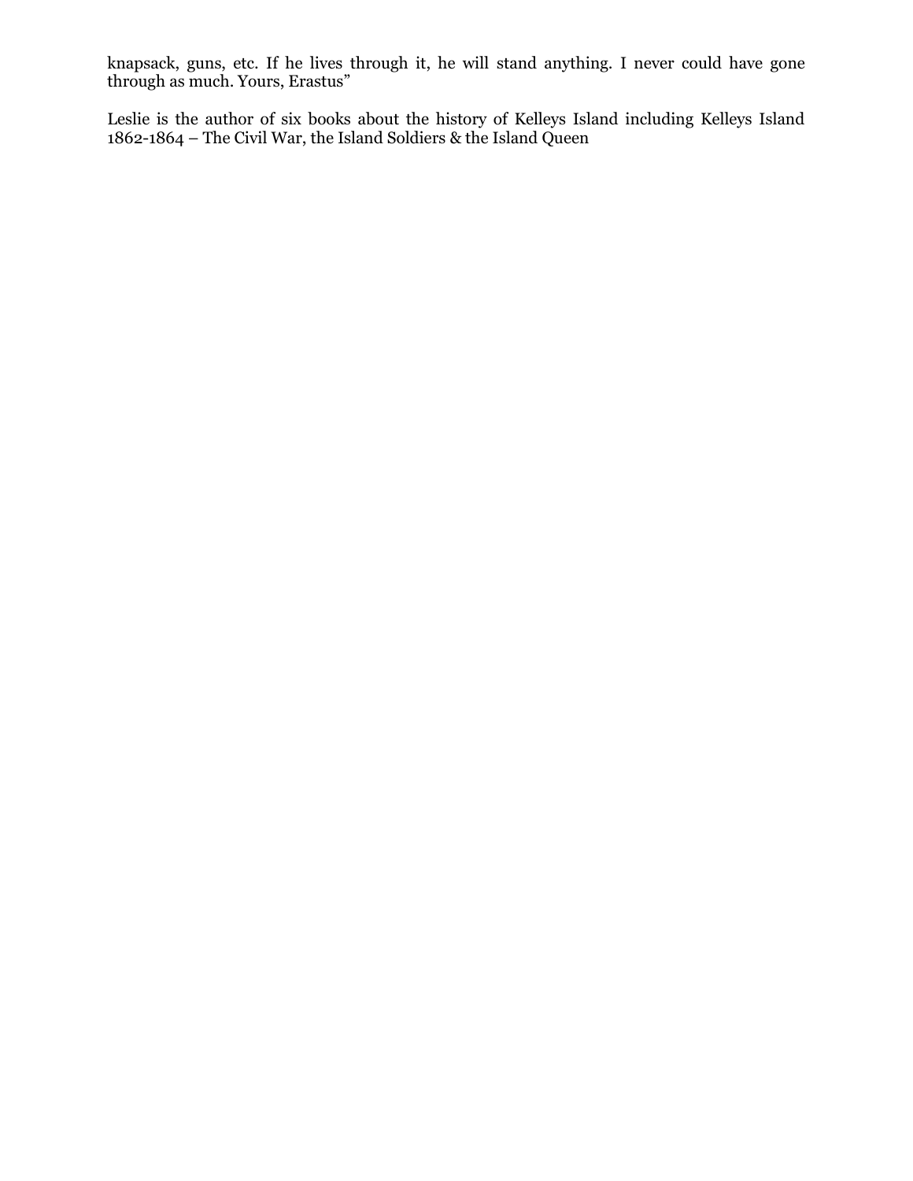knapsack, guns, etc. If he lives through it, he will stand anything. I never could have gone through as much. Yours, Erastus"

Leslie is the author of six books about the history of Kelleys Island including Kelleys Island 1862-1864 – The Civil War, the Island Soldiers & the Island Queen